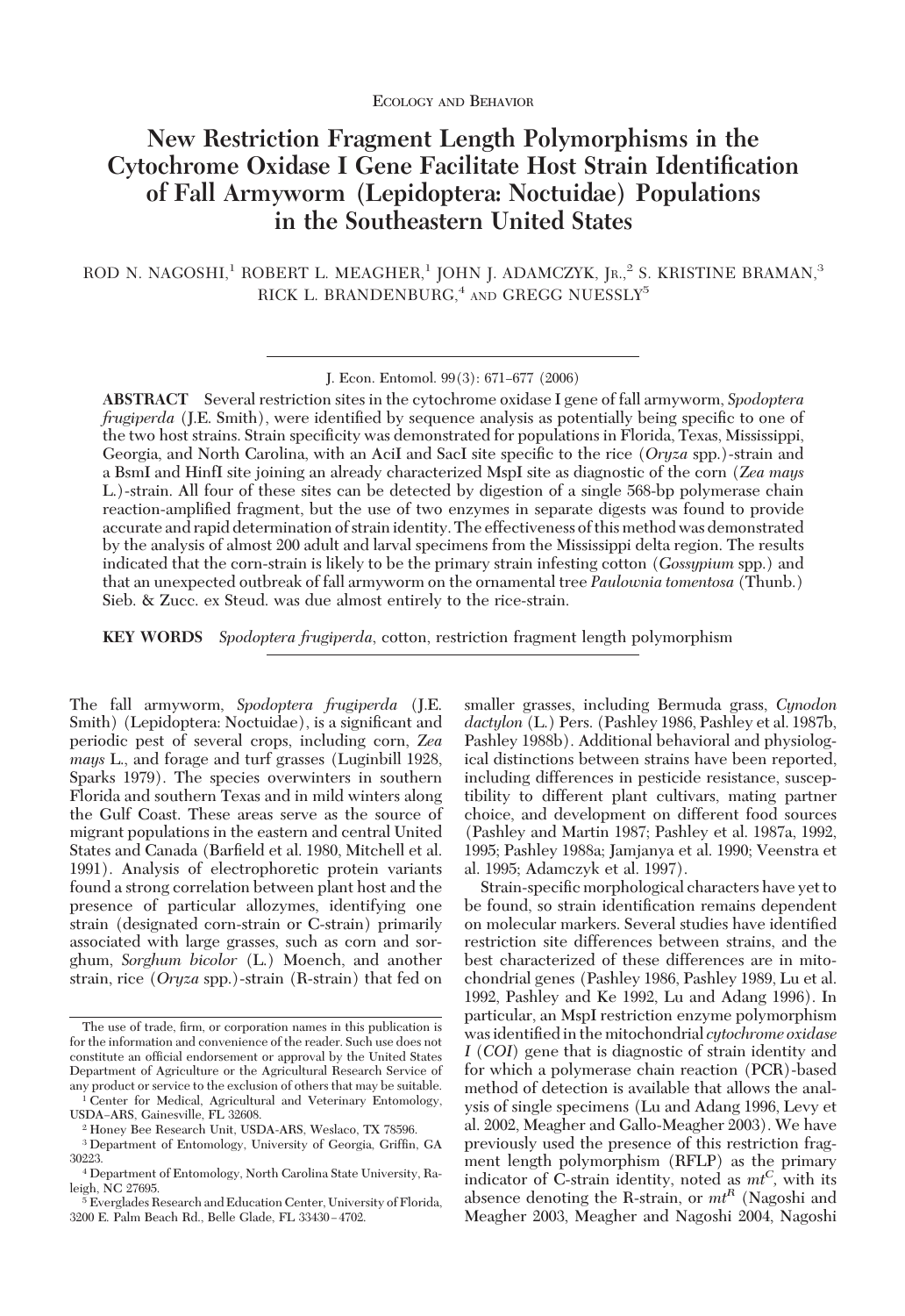Ecology and Behavior

# New Restriction Fragment Length Polymorphisms in the Cytochrome Oxidase I Gene Facilitate Host Strain Identification of Fall Armyworm (Lepidoptera: Noctuidae) Populations in the Southeastern United States

ROD N. NAGOSHI,[1] ROBERT L. MEAGHER,[1] JOHN J. ADAMCZYK, JR.,[2] S. KRISTINE BRAMAN,[3] RICK L. BRANDENBURG,[4] AND GREGG NUESSLY[5]

J. Econ. Entomol. 99(3): 671–677 (2006)

**ABSTRACT** Several restriction sites in the cytochrome oxidase I gene of fall armyworm, *Spodoptera frugiperda* (J.E. Smith), were identified by sequence analysis as potentially being specific to one of the two host strains. Strain specificity was demonstrated for populations in Florida, Texas, Mississippi, Georgia, and North Carolina, with an AciI and SacI site specific to the rice (*Oryza* spp.)-strain and a BsmI and HinfI site joining an already characterized MspI site as diagnostic of the corn (*Zea mays* L.)-strain. All four of these sites can be detected by digestion of a single 568-bp polymerase chain reaction-amplified fragment, but the use of two enzymes in separate digests was found to provide accurate and rapid determination of strain identity. The effectiveness of this method was demonstrated by the analysis of almost 200 adult and larval specimens from the Mississippi delta region. The results indicated that the corn-strain is likely to be the primary strain infesting cotton (*Gossypium* spp.) and that an unexpected outbreak of fall armyworm on the ornamental tree *Paulownia tomentosa* (Thunb.) Sieb. & Zucc. ex Steud. was due almost entirely to the rice-strain.

**KEY WORDS** *Spodoptera frugiperda*, cotton, restriction fragment length polymorphism

The fall armyworm, *Spodoptera frugiperda* (J.E. Smith) (Lepidoptera: Noctuidae), is a significant and periodic pest of several crops, including corn, *Zea mays* L., and forage and turf grasses (Luginbill 1928, Sparks 1979). The species overwinters in southern Florida and southern Texas and in mild winters along the Gulf Coast. These areas serve as the source of migrant populations in the eastern and central United States and Canada (Barfield et al. 1980, Mitchell et al. 1991). Analysis of electrophoretic protein variants found a strong correlation between plant host and the presence of particular allozymes, identifying one strain (designated corn-strain or C-strain) primarily associated with large grasses, such as corn and sorghum, *Sorghum bicolor* (L.) Moench, and another strain, rice (*Oryza* spp.)-strain (R-strain) that fed on smaller grasses, including Bermuda grass, *Cynodon dactylon* (L.) Pers. (Pashley 1986, Pashley et al. 1987b, Pashley 1988b). Additional behavioral and physiological distinctions between strains have been reported, including differences in pesticide resistance, susceptibility to different plant cultivars, mating partner choice, and development on different food sources (Pashley and Martin 1987; Pashley et al. 1987a, 1992, 1995; Pashley 1988a; Jamjanya et al. 1990; Veenstra et al. 1995; Adamczyk et al. 1997).

Strain-specific morphological characters have yet to be found, so strain identification remains dependent on molecular markers. Several studies have identified restriction site differences between strains, and the best characterized of these differences are in mitochondrial genes (Pashley 1986, Pashley 1989, Lu et al. 1992, Pashley and Ke 1992, Lu and Adang 1996). In particular, an MspI restriction enzyme polymorphism was identified in the mitochondrial *cytochrome oxidase I* (*COI*) gene that is diagnostic of strain identity and for which a polymerase chain reaction (PCR)-based method of detection is available that allows the analysis of single specimens (Lu and Adang 1996, Levy et al. 2002, Meagher and Gallo-Meagher 2003). We have previously used the presence of this restriction fragment length polymorphism (RFLP) as the primary indicator of C-strain identity, noted as $mt^C$, with its absence denoting the R-strain, or $mt^R$ (Nagoshi and Meagher 2003, Meagher and Nagoshi 2004, Nagoshi

The use of trade, firm, or corporation names in this publication is for the information and convenience of the reader. Such use does not constitute an official endorsement or approval by the United States Department of Agriculture or the Agricultural Research Service of any product or service to the exclusion of others that may be suitable.

[1] Center for Medical, Agricultural and Veterinary Entomology, USDA–ARS, Gainesville, FL 32608.

[2] Honey Bee Research Unit, USDA-ARS, Weslaco, TX 78596.

[3] Department of Entomology, University of Georgia, Griffin, GA 30223.

[4] Department of Entomology, North Carolina State University, Raleigh, NC 27695.

[5] Everglades Research and Education Center, University of Florida, 3200 E. Palm Beach Rd., Belle Glade, FL 33430–4702.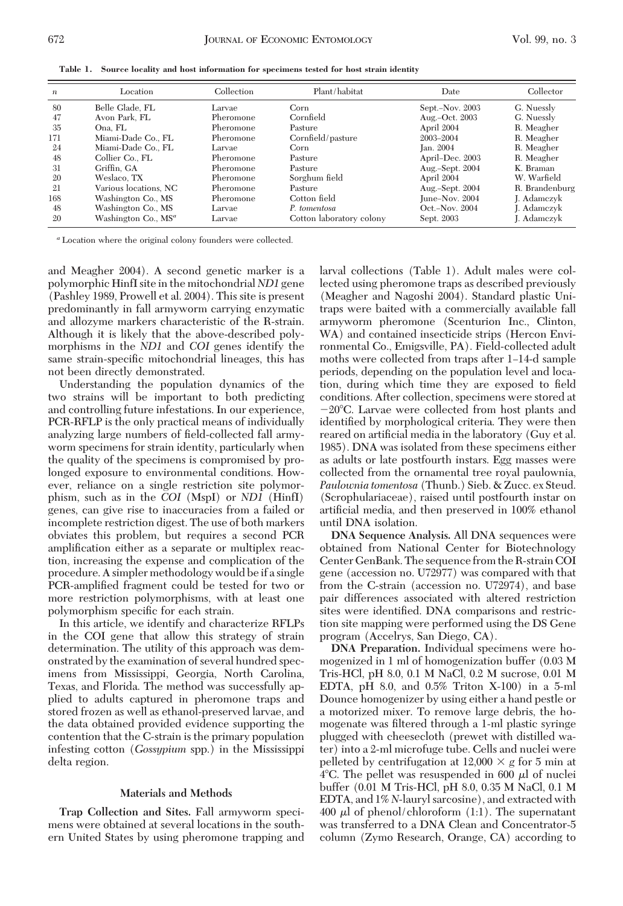**Table 1. Source locality and host information for specimens tested for host strain identity**

| *n* | Location | Collection | Plant/habitat | Date | Collector |
|---|---|---|---|---|---|
| 80 | Belle Glade, FL | Larvae | Corn | Sept.–Nov. 2003 | G. Nuessly |
| 47 | Avon Park, FL | Pheromone | Cornfield | Aug.–Oct. 2003 | G. Nuessly |
| 35 | Ona, FL | Pheromone | Pasture | April 2004 | R. Meagher |
| 171 | Miami-Dade Co., FL | Pheromone | Cornfield/pasture | 2003–2004 | R. Meagher |
| 24 | Miami-Dade Co., FL | Larvae | Corn | Jan. 2004 | R. Meagher |
| 48 | Collier Co., FL | Pheromone | Pasture | April–Dec. 2003 | R. Meagher |
| 31 | Griffin, GA | Pheromone | Pasture | Aug.–Sept. 2004 | K. Braman |
| 20 | Weslaco, TX | Pheromone | Sorghum field | April 2004 | W. Warfield |
| 21 | Various locations, NC | Pheromone | Pasture | Aug.–Sept. 2004 | R. Brandenburg |
| 168 | Washington Co., MS | Pheromone | Cotton field | June–Nov. 2004 | J. Adamczyk |
| 48 | Washington Co., MS | Larvae | *P. tomentosa* | Oct.–Nov. 2004 | J. Adamczyk |
| 20 | Washington Co., MS[a] | Larvae | Cotton laboratory colony | Sept. 2003 | J. Adamczyk |

[a] Location where the original colony founders were collected.

and Meagher 2004). A second genetic marker is a polymorphic HinfI site in the mitochondrial *ND1* gene (Pashley 1989, Prowell et al. 2004). This site is present predominantly in fall armyworm carrying enzymatic and allozyme markers characteristic of the R-strain. Although it is likely that the above-described polymorphisms in the *ND1* and *COI* genes identify the same strain-specific mitochondrial lineages, this has not been directly demonstrated.

Understanding the population dynamics of the two strains will be important to both predicting and controlling future infestations. In our experience, PCR-RFLP is the only practical means of individually analyzing large numbers of field-collected fall armyworm specimens for strain identity, particularly when the quality of the specimens is compromised by prolonged exposure to environmental conditions. However, reliance on a single restriction site polymorphism, such as in the *COI* (MspI) or *ND1* (HinfI) genes, can give rise to inaccuracies from a failed or incomplete restriction digest. The use of both markers obviates this problem, but requires a second PCR amplification either as a separate or multiplex reaction, increasing the expense and complication of the procedure. A simpler methodology would be if a single PCR-amplified fragment could be tested for two or more restriction polymorphisms, with at least one polymorphism specific for each strain.

In this article, we identify and characterize RFLPs in the COI gene that allow this strategy of strain determination. The utility of this approach was demonstrated by the examination of several hundred specimens from Mississippi, Georgia, North Carolina, Texas, and Florida. The method was successfully applied to adults captured in pheromone traps and stored frozen as well as ethanol-preserved larvae, and the data obtained provided evidence supporting the contention that the C-strain is the primary population infesting cotton (*Gossypium* spp.) in the Mississippi delta region.

## Materials and Methods

**Trap Collection and Sites.** Fall armyworm specimens were obtained at several locations in the southern United States by using pheromone trapping and larval collections (Table 1). Adult males were collected using pheromone traps as described previously (Meagher and Nagoshi 2004). Standard plastic Unitraps were baited with a commercially available fall armyworm pheromone (Scenturion Inc., Clinton, WA) and contained insecticide strips (Hercon Environmental Co., Emigsville, PA). Field-collected adult moths were collected from traps after 1–14-d sample periods, depending on the population level and location, during which time they are exposed to field conditions. After collection, specimens were stored at −20°C. Larvae were collected from host plants and identified by morphological criteria. They were then reared on artificial media in the laboratory (Guy et al. 1985). DNA was isolated from these specimens either as adults or late postfourth instars. Egg masses were collected from the ornamental tree royal paulownia, *Paulownia tomentosa* (Thunb.) Sieb. & Zucc. ex Steud. (Scrophulariaceae), raised until postfourth instar on artificial media, and then preserved in 100% ethanol until DNA isolation.

**DNA Sequence Analysis.** All DNA sequences were obtained from National Center for Biotechnology Center GenBank. The sequence from the R-strain COI gene (accession no. U72977) was compared with that from the C-strain (accession no. U72974), and base pair differences associated with altered restriction sites were identified. DNA comparisons and restriction site mapping were performed using the DS Gene program (Accelrys, San Diego, CA).

**DNA Preparation.** Individual specimens were homogenized in 1 ml of homogenization buffer (0.03 M Tris-HCl, pH 8.0, 0.1 M NaCl, 0.2 M sucrose, 0.01 M EDTA, pH 8.0, and 0.5% Triton X-100) in a 5-ml Dounce homogenizer by using either a hand pestle or a motorized mixer. To remove large debris, the homogenate was filtered through a 1-ml plastic syringe plugged with cheesecloth (prewet with distilled water) into a 2-ml microfuge tube. Cells and nuclei were pelleted by centrifugation at 12,000 × *g* for 5 min at 4°C. The pellet was resuspended in 600 μl of nuclei buffer (0.01 M Tris-HCl, pH 8.0, 0.35 M NaCl, 0.1 M EDTA, and 1% *N*-lauryl sarcosine), and extracted with 400 μl of phenol/chloroform (1:1). The supernatant was transferred to a DNA Clean and Concentrator-5 column (Zymo Research, Orange, CA) according to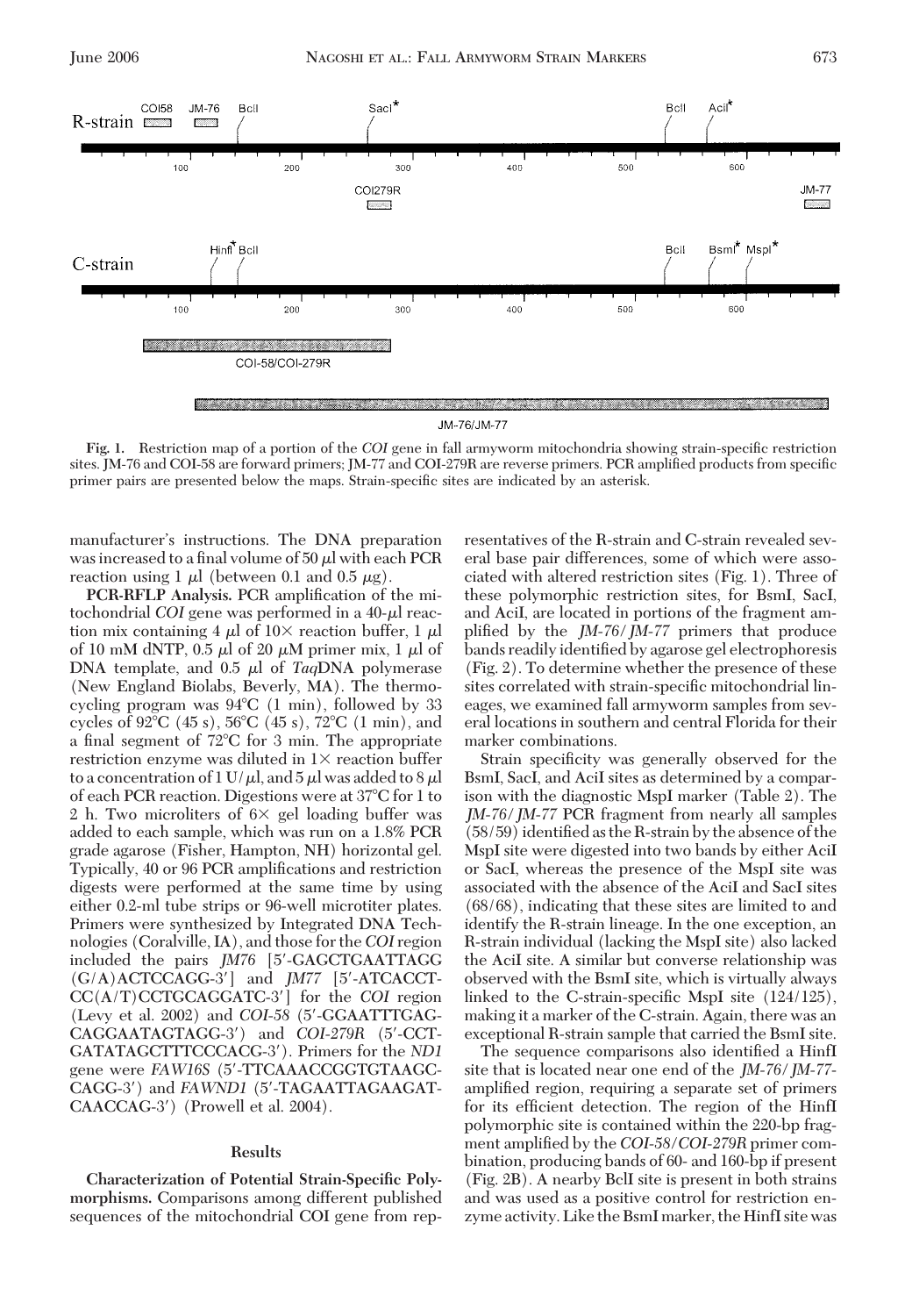Fig. 1. Restriction map of a portion of the *COI* gene in fall armyworm mitochondria showing strain-specific restriction sites. JM-76 and COI-58 are forward primers; JM-77 and COI-279R are reverse primers. PCR amplified products from specific primer pairs are presented below the maps. Strain-specific sites are indicated by an asterisk.

manufacturer's instructions. The DNA preparation was increased to a final volume of 50 μl with each PCR reaction using 1 μl (between 0.1 and 0.5 μg).

**PCR-RFLP Analysis.** PCR amplification of the mitochondrial *COI* gene was performed in a 40-μl reaction mix containing 4 μl of 10× reaction buffer, 1 μl of 10 mM dNTP, 0.5 μl of 20 μM primer mix, 1 μl of DNA template, and 0.5 μl of *Taq*DNA polymerase (New England Biolabs, Beverly, MA). The thermocycling program was 94°C (1 min), followed by 33 cycles of 92°C (45 s), 56°C (45 s), 72°C (1 min), and a final segment of 72°C for 3 min. The appropriate restriction enzyme was diluted in 1× reaction buffer to a concentration of 1 U/μl, and 5 μl was added to 8 μl of each PCR reaction. Digestions were at 37°C for 1 to 2 h. Two microliters of 6× gel loading buffer was added to each sample, which was run on a 1.8% PCR grade agarose (Fisher, Hampton, NH) horizontal gel. Typically, 40 or 96 PCR amplifications and restriction digests were performed at the same time by using either 0.2-ml tube strips or 96-well microtiter plates. Primers were synthesized by Integrated DNA Technologies (Coralville, IA), and those for the *COI* region included the pairs *JM76* [5′-GAGCTGAATTAGG(G/A)ACTCCAGG-3′] and *JM77* [5′-ATCACCTCC(A/T)CCTGCAGGATC-3′] for the *COI* region (Levy et al. 2002) and *COI-58* (5′-GGAATTTGAGCAGGAATAGTAGG-3′) and *COI-279R* (5′-CCTGATATAGCTTTCCCACG-3′). Primers for the *ND1* gene were *FAW16S* (5′-TTCAAACCGGTGTAAGCCAGG-3′) and *FAWND1* (5′-TAGAATTAGAAGATCAACCAG-3′) (Prowell et al. 2004).

## Results

**Characterization of Potential Strain-Specific Polymorphisms.** Comparisons among different published sequences of the mitochondrial COI gene from representatives of the R-strain and C-strain revealed several base pair differences, some of which were associated with altered restriction sites (Fig. 1). Three of these polymorphic restriction sites, for BsmI, SacI, and AciI, are located in portions of the fragment amplified by the *JM-76/JM-77* primers that produce bands readily identified by agarose gel electrophoresis (Fig. 2). To determine whether the presence of these sites correlated with strain-specific mitochondrial lineages, we examined fall armyworm samples from several locations in southern and central Florida for their marker combinations.

Strain specificity was generally observed for the BsmI, SacI, and AciI sites as determined by a comparison with the diagnostic MspI marker (Table 2). The *JM-76/JM-77* PCR fragment from nearly all samples (58/59) identified as the R-strain by the absence of the MspI site were digested into two bands by either AciI or SacI, whereas the presence of the MspI site was associated with the absence of the AciI and SacI sites (68/68), indicating that these sites are limited to and identify the R-strain lineage. In the one exception, an R-strain individual (lacking the MspI site) also lacked the AciI site. A similar but converse relationship was observed with the BsmI site, which is virtually always linked to the C-strain-specific MspI site (124/125), making it a marker of the C-strain. Again, there was an exceptional R-strain sample that carried the BsmI site.

The sequence comparisons also identified a HinfI site that is located near one end of the *JM-76/JM-77*-amplified region, requiring a separate set of primers for its efficient detection. The region of the HinfI polymorphic site is contained within the 220-bp fragment amplified by the *COI-58/COI-279R* primer combination, producing bands of 60- and 160-bp if present (Fig. 2B). A nearby BclI site is present in both strains and was used as a positive control for restriction enzyme activity. Like the BsmI marker, the HinfI site was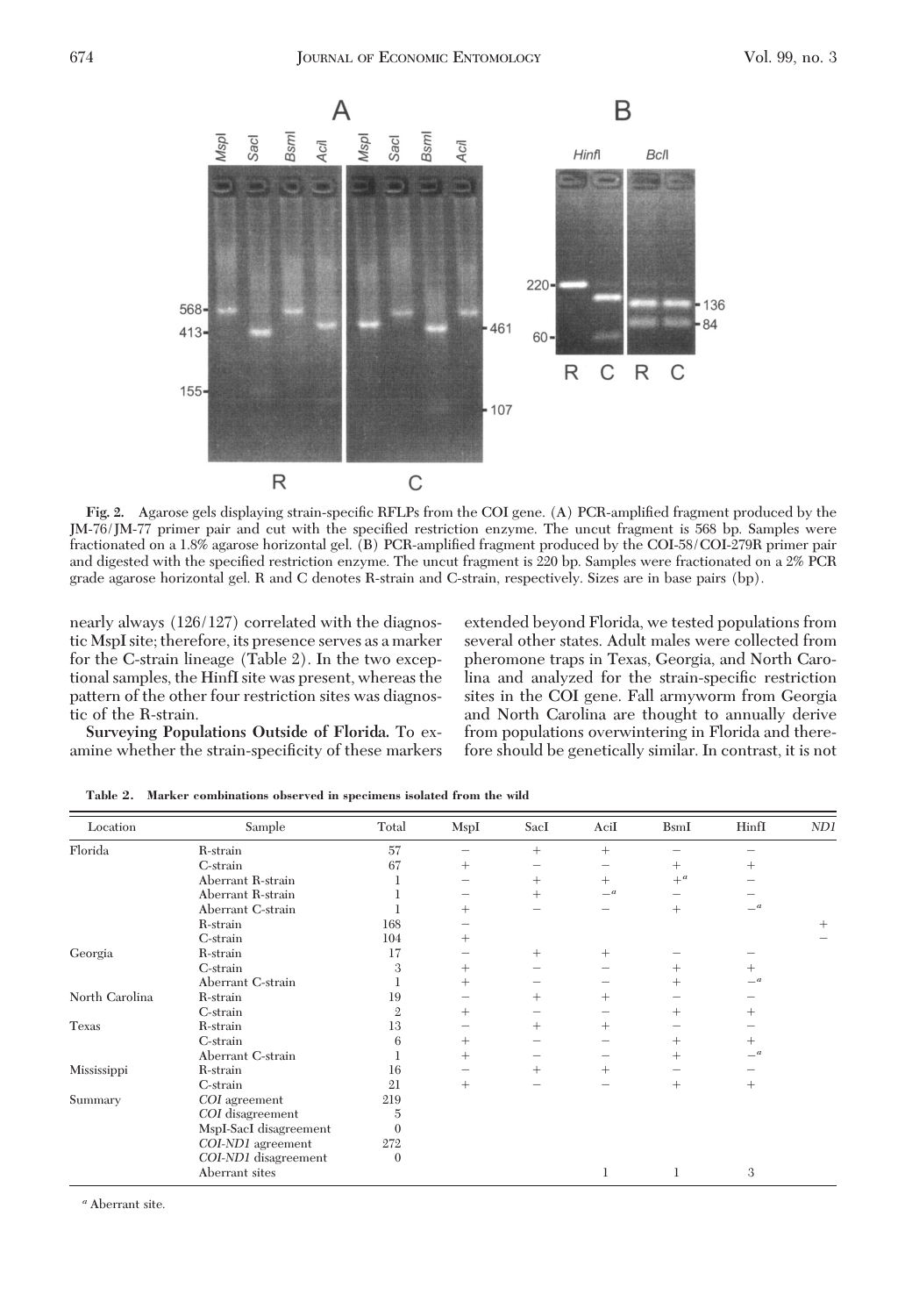Fig. 2. Agarose gels displaying strain-specific RFLPs from the COI gene. (A) PCR-amplified fragment produced by the JM-76/JM-77 primer pair and cut with the specified restriction enzyme. The uncut fragment is 568 bp. Samples were fractionated on a 1.8% agarose horizontal gel. (B) PCR-amplified fragment produced by the COI-58/COI-279R primer pair and digested with the specified restriction enzyme. The uncut fragment is 220 bp. Samples were fractionated on a 2% PCR grade agarose horizontal gel. R and C denotes R-strain and C-strain, respectively. Sizes are in base pairs (bp).

nearly always (126/127) correlated with the diagnostic MspI site; therefore, its presence serves as a marker for the C-strain lineage (Table 2). In the two exceptional samples, the HinfI site was present, whereas the pattern of the other four restriction sites was diagnostic of the R-strain.

**Surveying Populations Outside of Florida.** To examine whether the strain-specificity of these markers extended beyond Florida, we tested populations from several other states. Adult males were collected from pheromone traps in Texas, Georgia, and North Carolina and analyzed for the strain-specific restriction sites in the COI gene. Fall armyworm from Georgia and North Carolina are thought to annually derive from populations overwintering in Florida and therefore should be genetically similar. In contrast, it is not

**Table 2. Marker combinations observed in specimens isolated from the wild**

| Location | Sample | Total | MspI | SacI | AciI | BsmI | HinfI | *ND1* |
|---|---|---|---|---|---|---|---|---|
| Florida | R-strain | 57 | − | + | + | − | − | |
| | C-strain | 67 | + | − | − | + | + | |
| | Aberrant R-strain | 1 | − | + | + | +[a] | − | |
| | Aberrant R-strain | 1 | − | + | −[a] | − | − | |
| | Aberrant C-strain | 1 | + | − | − | + | −[a] | |
| | R-strain | 168 | − | | | | | + |
| | C-strain | 104 | + | | | | | − |
| Georgia | R-strain | 17 | − | + | + | − | − | |
| | C-strain | 3 | + | − | − | + | + | |
| | Aberrant C-strain | 1 | + | − | − | + | −[a] | |
| North Carolina | R-strain | 19 | − | + | + | − | − | |
| | C-strain | 2 | + | − | − | + | + | |
| Texas | R-strain | 13 | − | + | + | − | − | |
| | C-strain | 6 | + | − | − | + | + | |
| | Aberrant C-strain | 1 | + | − | − | + | −[a] | |
| Mississippi | R-strain | 16 | − | + | + | − | − | |
| | C-strain | 21 | + | − | − | + | + | |
| Summary | *COI* agreement | 219 | | | | | | |
| | *COI* disagreement | 5 | | | | | | |
| | MspI-SacI disagreement | 0 | | | | | | |
| | *COI-ND1* agreement | 272 | | | | | | |
| | *COI-ND1* disagreement | 0 | | | | | | |
| | Aberrant sites | | | | 1 | 1 | 3 | |

[a] Aberrant site.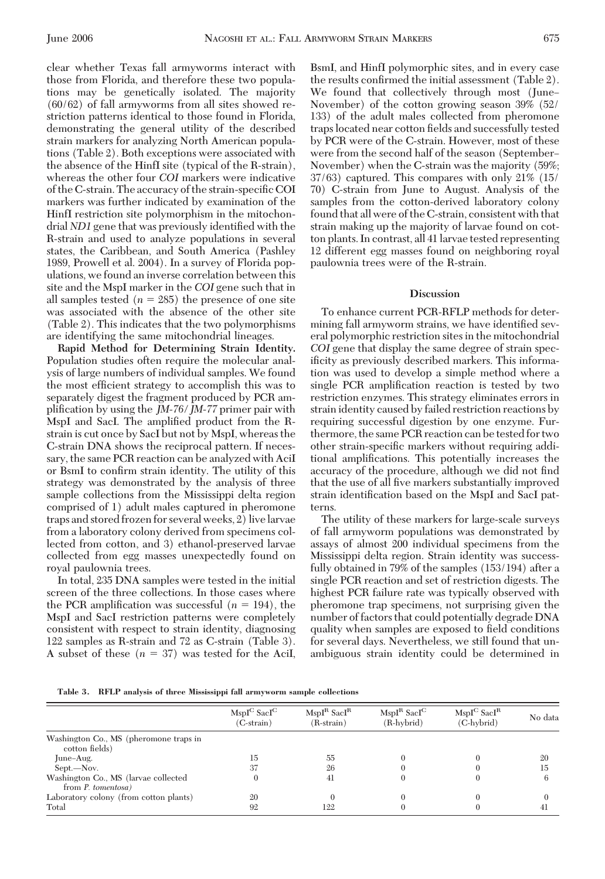clear whether Texas fall armyworms interact with those from Florida, and therefore these two populations may be genetically isolated. The majority (60/62) of fall armyworms from all sites showed restriction patterns identical to those found in Florida, demonstrating the general utility of the described strain markers for analyzing North American populations (Table 2). Both exceptions were associated with the absence of the HinfI site (typical of the R-strain), whereas the other four *COI* markers were indicative of the C-strain. The accuracy of the strain-specific COI markers was further indicated by examination of the HinfI restriction site polymorphism in the mitochondrial *ND1* gene that was previously identified with the R-strain and used to analyze populations in several states, the Caribbean, and South America (Pashley 1989, Prowell et al. 2004). In a survey of Florida populations, we found an inverse correlation between this site and the MspI marker in the *COI* gene such that in all samples tested ($n = 285$) the presence of one site was associated with the absence of the other site (Table 2). This indicates that the two polymorphisms are identifying the same mitochondrial lineages.

**Rapid Method for Determining Strain Identity.** Population studies often require the molecular analysis of large numbers of individual samples. We found the most efficient strategy to accomplish this was to separately digest the fragment produced by PCR amplification by using the *JM-76*/*JM-77* primer pair with MspI and SacI. The amplified product from the R-strain is cut once by SacI but not by MspI, whereas the C-strain DNA shows the reciprocal pattern. If necessary, the same PCR reaction can be analyzed with AciI or BsmI to confirm strain identity. The utility of this strategy was demonstrated by the analysis of three sample collections from the Mississippi delta region comprised of 1) adult males captured in pheromone traps and stored frozen for several weeks, 2) live larvae from a laboratory colony derived from specimens collected from cotton, and 3) ethanol-preserved larvae collected from egg masses unexpectedly found on royal paulownia trees.

In total, 235 DNA samples were tested in the initial screen of the three collections. In those cases where the PCR amplification was successful ($n = 194$), the MspI and SacI restriction patterns were completely consistent with respect to strain identity, diagnosing 122 samples as R-strain and 72 as C-strain (Table 3). A subset of these ($n = 37$) was tested for the AciI, BsmI, and HinfI polymorphic sites, and in every case the results confirmed the initial assessment (Table 2). We found that collectively through most (June–November) of the cotton growing season 39% (52/133) of the adult males collected from pheromone traps located near cotton fields and successfully tested by PCR were of the C-strain. However, most of these were from the second half of the season (September–November) when the C-strain was the majority (59%; 37/63) captured. This compares with only 21% (15/70) C-strain from June to August. Analysis of the samples from the cotton-derived laboratory colony found that all were of the C-strain, consistent with that strain making up the majority of larvae found on cotton plants. In contrast, all 41 larvae tested representing 12 different egg masses found on neighboring royal paulownia trees were of the R-strain.

## Discussion

To enhance current PCR-RFLP methods for determining fall armyworm strains, we have identified several polymorphic restriction sites in the mitochondrial *COI* gene that display the same degree of strain specificity as previously described markers. This information was used to develop a simple method where a single PCR amplification reaction is tested by two restriction enzymes. This strategy eliminates errors in strain identity caused by failed restriction reactions by requiring successful digestion by one enzyme. Furthermore, the same PCR reaction can be tested for two other strain-specific markers without requiring additional amplifications. This potentially increases the accuracy of the procedure, although we did not find that the use of all five markers substantially improved strain identification based on the MspI and SacI patterns.

The utility of these markers for large-scale surveys of fall armyworm populations was demonstrated by assays of almost 200 individual specimens from the Mississippi delta region. Strain identity was successfully obtained in 79% of the samples (153/194) after a single PCR reaction and set of restriction digests. The highest PCR failure rate was typically observed with pheromone trap specimens, not surprising given the number of factors that could potentially degrade DNA quality when samples are exposed to field conditions for several days. Nevertheless, we still found that unambiguous strain identity could be determined in

**Table 3. RFLP analysis of three Mississippi fall armyworm sample collections**

| | $MspI^C$ $SacI^C$ (C-strain) | $MspI^R$ $SacI^R$ (R-strain) | $MspI^R$ $SacI^C$ (R-hybrid) | $MspI^C$ $SacI^R$ (C-hybrid) | No data |
|---|---|---|---|---|---|
| Washington Co., MS (pheromone traps in cotton fields) | | | | | |
| June–Aug. | 15 | 55 | 0 | 0 | 20 |
| Sept.—Nov. | 37 | 26 | 0 | 0 | 15 |
| Washington Co., MS (larvae collected from *P. tomentosa*) | 0 | 41 | 0 | 0 | 6 |
| Laboratory colony (from cotton plants) | 20 | 0 | 0 | 0 | 0 |
| Total | 92 | 122 | 0 | 0 | 41 |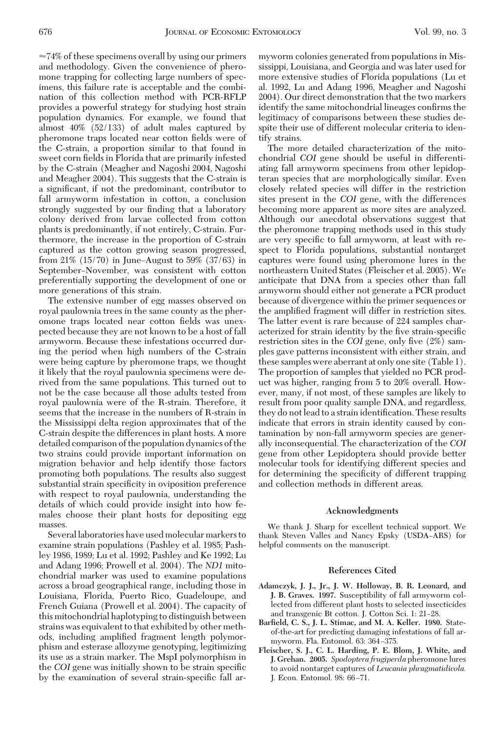≈74% of these specimens overall by using our primers and methodology. Given the convenience of pheromone trapping for collecting large numbers of specimens, this failure rate is acceptable and the combination of this collection method with PCR-RFLP provides a powerful strategy for studying host strain population dynamics. For example, we found that almost 40% (52/133) of adult males captured by pheromone traps located near cotton fields were of the C-strain, a proportion similar to that found in sweet corn fields in Florida that are primarily infested by the C-strain (Meagher and Nagoshi 2004, Nagoshi and Meagher 2004). This suggests that the C-strain is a significant, if not the predominant, contributor to fall armyworm infestation in cotton, a conclusion strongly suggested by our finding that a laboratory colony derived from larvae collected from cotton plants is predominantly, if not entirely, C-strain. Furthermore, the increase in the proportion of C-strain captured as the cotton growing season progressed, from 21% (15/70) in June–August to 59% (37/63) in September–November, was consistent with cotton preferentially supporting the development of one or more generations of this strain.

The extensive number of egg masses observed on royal paulownia trees in the same county as the pheromone traps located near cotton fields was unexpected because they are not known to be a host of fall armyworm. Because these infestations occurred during the period when high numbers of the C-strain were being capture by pheromone traps, we thought it likely that the royal paulownia specimens were derived from the same populations. This turned out to not be the case because all those adults tested from royal paulownia were of the R-strain. Therefore, it seems that the increase in the numbers of R-strain in the Mississippi delta region approximates that of the C-strain despite the differences in plant hosts. A more detailed comparison of the population dynamics of the two strains could provide important information on migration behavior and help identify those factors promoting both populations. The results also suggest substantial strain specificity in oviposition preference with respect to royal paulownia, understanding the details of which could provide insight into how females choose their plant hosts for depositing egg masses.

Several laboratories have used molecular markers to examine strain populations (Pashley et al. 1985; Pashley 1986, 1989; Lu et al. 1992; Pashley and Ke 1992; Lu and Adang 1996; Prowell et al. 2004). The *ND1* mitochondrial marker was used to examine populations across a broad geographical range, including those in Louisiana, Florida, Puerto Rico, Guadeloupe, and French Guiana (Prowell et al. 2004). The capacity of this mitochondrial haplotyping to distinguish between strains was equivalent to that exhibited by other methods, including amplified fragment length polymorphism and esterase allozyme genotyping, legitimizing its use as a strain marker. The MspI polymorphism in the *COI* gene was initially shown to be strain specific by the examination of several strain-specific fall armyworm colonies generated from populations in Mississippi, Louisiana, and Georgia and was later used for more extensive studies of Florida populations (Lu et al. 1992, Lu and Adang 1996, Meagher and Nagoshi 2004). Our direct demonstration that the two markers identify the same mitochondrial lineages confirms the legitimacy of comparisons between these studies despite their use of different molecular criteria to identify strains.

The more detailed characterization of the mitochondrial *COI* gene should be useful in differentiating fall armyworm specimens from other lepidopteran species that are morphologically similar. Even closely related species will differ in the restriction sites present in the *COI* gene, with the differences becoming more apparent as more sites are analyzed. Although our anecdotal observations suggest that the pheromone trapping methods used in this study are very specific to fall armyworm, at least with respect to Florida populations, substantial nontarget captures were found using pheromone lures in the northeastern United States (Fleischer et al. 2005). We anticipate that DNA from a species other than fall armyworm should either not generate a PCR product because of divergence within the primer sequences or the amplified fragment will differ in restriction sites. The latter event is rare because of 224 samples characterized for strain identity by the five strain-specific restriction sites in the *COI* gene, only five (2%) samples gave patterns inconsistent with either strain, and these samples were aberrant at only one site (Table 1). The proportion of samples that yielded no PCR product was higher, ranging from 5 to 20% overall. However, many, if not most, of these samples are likely to result from poor quality sample DNA, and regardless, they do not lead to a strain identification. These results indicate that errors in strain identity caused by contamination by non-fall armyworm species are generally inconsequential. The characterization of the *COI* gene from other Lepidoptera should provide better molecular tools for identifying different species and for determining the specificity of different trapping and collection methods in different areas.

## Acknowledgments

We thank J. Sharp for excellent technical support. We thank Steven Valles and Nancy Epsky (USDA–ARS) for helpful comments on the manuscript.

## References Cited

**Adamczyk, J. J., Jr., J. W. Holloway, B. R. Leonard, and J. B. Graves. 1997.** Susceptibility of fall armyworm collected from different plant hosts to selected insecticides and transgenic Bt cotton. J. Cotton Sci. 1: 21–28.

**Barfield, C. S., J. L. Stimac, and M. A. Keller. 1980.** State-of-the-art for predicting damaging infestations of fall armyworm. Fla. Entomol. 63: 364–375.

**Fleischer, S. J., C. L. Harding, P. E. Blom, J. White, and J. Grehan. 2005.** *Spodoptera frugiperda* pheromone lures to avoid nontarget captures of *Leucania phragmatidicola.* J. Econ. Entomol. 98: 66–71.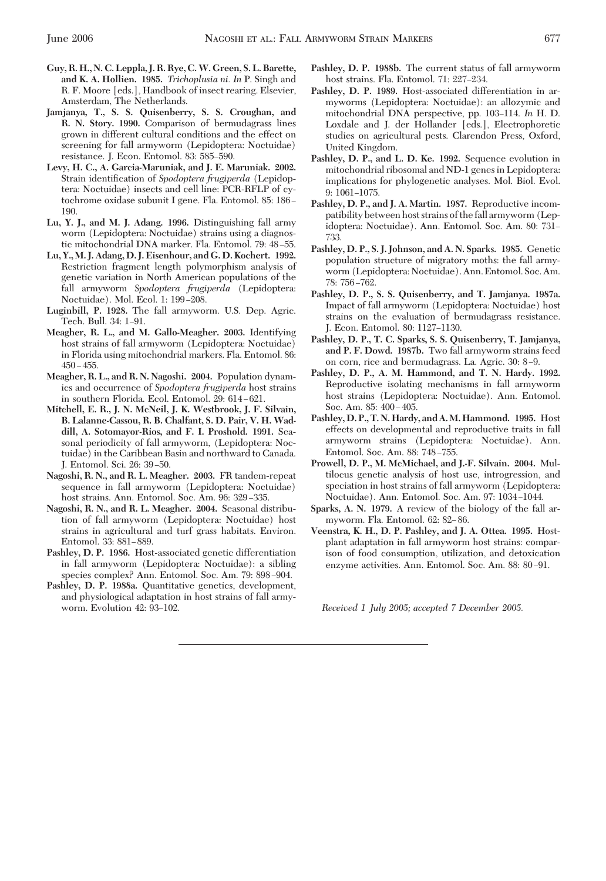**Guy, R. H., N. C. Leppla, J. R. Rye, C. W. Green, S. L. Barette, and K. A. Hollien. 1985.** *Trichoplusia ni. In* P. Singh and R. F. Moore [eds.], Handbook of insect rearing. Elsevier, Amsterdam, The Netherlands.

**Jamjanya, T., S. S. Quisenberry, S. S. Croughan, and R. N. Story. 1990.** Comparison of bermudagrass lines grown in different cultural conditions and the effect on screening for fall armyworm (Lepidoptera: Noctuidae) resistance. J. Econ. Entomol. 83: 585–590.

**Levy, H. C., A. Garcia-Maruniak, and J. E. Maruniak. 2002.** Strain identification of *Spodoptera frugiperda* (Lepidoptera: Noctuidae) insects and cell line: PCR-RFLP of cytochrome oxidase subunit I gene. Fla. Entomol. 85: 186–190.

**Lu, Y. J., and M. J. Adang. 1996.** Distinguishing fall army worm (Lepidoptera: Noctuidae) strains using a diagnostic mitochondrial DNA marker. Fla. Entomol. 79: 48–55.

**Lu, Y., M. J. Adang, D. J. Eisenhour, and G. D. Kochert. 1992.** Restriction fragment length polymorphism analysis of genetic variation in North American populations of the fall armyworm *Spodoptera frugiperda* (Lepidoptera: Noctuidae). Mol. Ecol. 1: 199–208.

**Luginbill, P. 1928.** The fall armyworm. U.S. Dep. Agric. Tech. Bull. 34: 1–91.

**Meagher, R. L., and M. Gallo-Meagher. 2003.** Identifying host strains of fall armyworm (Lepidoptera: Noctuidae) in Florida using mitochondrial markers. Fla. Entomol. 86: 450–455.

**Meagher, R. L., and R. N. Nagoshi. 2004.** Population dynamics and occurrence of *Spodoptera frugiperda* host strains in southern Florida. Ecol. Entomol. 29: 614–621.

**Mitchell, E. R., J. N. McNeil, J. K. Westbrook, J. F. Silvain, B. Lalanne-Cassou, R. B. Chalfant, S. D. Pair, V. H. Waddill, A. Sotomayor-Rios, and F. I. Proshold. 1991.** Seasonal periodicity of fall armyworm, (Lepidoptera: Noctuidae) in the Caribbean Basin and northward to Canada. J. Entomol. Sci. 26: 39–50.

**Nagoshi, R. N., and R. L. Meagher. 2003.** FR tandem-repeat sequence in fall armyworm (Lepidoptera: Noctuidae) host strains. Ann. Entomol. Soc. Am. 96: 329–335.

**Nagoshi, R. N., and R. L. Meagher. 2004.** Seasonal distribution of fall armyworm (Lepidoptera: Noctuidae) host strains in agricultural and turf grass habitats. Environ. Entomol. 33: 881–889.

**Pashley, D. P. 1986.** Host-associated genetic differentiation in fall armyworm (Lepidoptera: Noctuidae): a sibling species complex? Ann. Entomol. Soc. Am. 79: 898–904.

**Pashley, D. P. 1988a.** Quantitative genetics, development, and physiological adaptation in host strains of fall armyworm. Evolution 42: 93–102.

**Pashley, D. P. 1988b.** The current status of fall armyworm host strains. Fla. Entomol. 71: 227–234.

**Pashley, D. P. 1989.** Host-associated differentiation in armyworms (Lepidoptera: Noctuidae): an allozymic and mitochondrial DNA perspective, pp. 103–114. *In* H. D. Loxdale and J. der Hollander [eds.], Electrophoretic studies on agricultural pests. Clarendon Press, Oxford, United Kingdom.

**Pashley, D. P., and L. D. Ke. 1992.** Sequence evolution in mitochondrial ribosomal and ND-1 genes in Lepidoptera: implications for phylogenetic analyses. Mol. Biol. Evol. 9: 1061–1075.

**Pashley, D. P., and J. A. Martin. 1987.** Reproductive incompatibility between host strains of the fall armyworm (Lepidoptera: Noctuidae). Ann. Entomol. Soc. Am. 80: 731–733.

**Pashley, D. P., S. J. Johnson, and A. N. Sparks. 1985.** Genetic population structure of migratory moths: the fall armyworm (Lepidoptera: Noctuidae). Ann. Entomol. Soc. Am. 78: 756–762.

**Pashley, D. P., S. S. Quisenberry, and T. Jamjanya. 1987a.** Impact of fall armyworm (Lepidoptera: Noctuidae) host strains on the evaluation of bermudagrass resistance. J. Econ. Entomol. 80: 1127–1130.

**Pashley, D. P., T. C. Sparks, S. S. Quisenberry, T. Jamjanya, and P. F. Dowd. 1987b.** Two fall armyworm strains feed on corn, rice and bermudagrass. La. Agric. 30: 8–9.

**Pashley, D. P., A. M. Hammond, and T. N. Hardy. 1992.** Reproductive isolating mechanisms in fall armyworm host strains (Lepidoptera: Noctuidae). Ann. Entomol. Soc. Am. 85: 400–405.

**Pashley, D. P., T. N. Hardy, and A. M. Hammond. 1995.** Host effects on developmental and reproductive traits in fall armyworm strains (Lepidoptera: Noctuidae). Ann. Entomol. Soc. Am. 88: 748–755.

**Prowell, D. P., M. McMichael, and J.-F. Silvain. 2004.** Multilocus genetic analysis of host use, introgression, and speciation in host strains of fall armyworm (Lepidoptera: Noctuidae). Ann. Entomol. Soc. Am. 97: 1034–1044.

**Sparks, A. N. 1979.** A review of the biology of the fall armyworm. Fla. Entomol. 62: 82–86.

**Veenstra, K. H., D. P. Pashley, and J. A. Ottea. 1995.** Host-plant adaptation in fall armyworm host strains: comparison of food consumption, utilization, and detoxication enzyme activities. Ann. Entomol. Soc. Am. 88: 80–91.

*Received 1 July 2005; accepted 7 December 2005.*